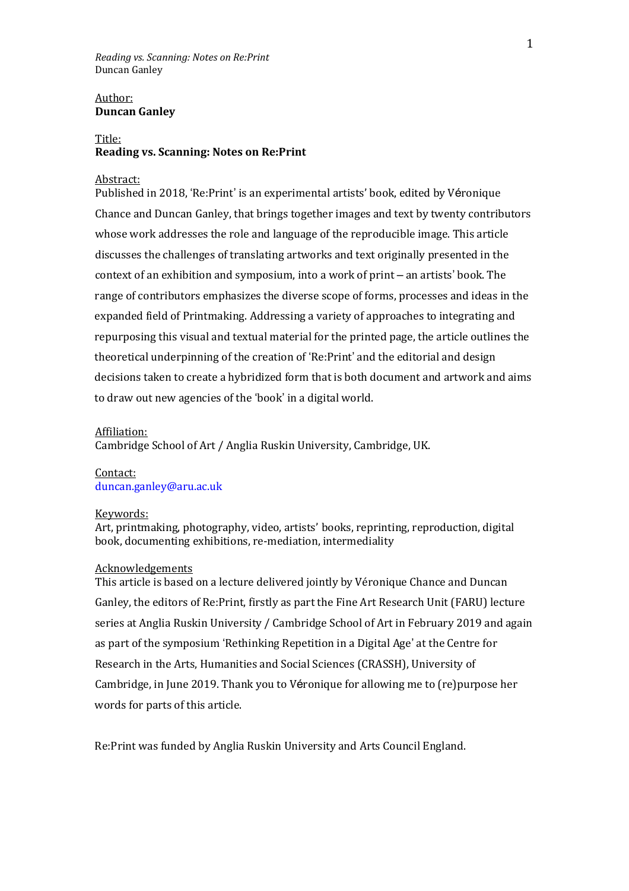Author:
**Duncan Ganley**

Title:
**Reading vs. Scanning: Notes on Re:Print**

Abstract:
Published in 2018, 'Re:Print' is an experimental artists' book, edited by Véronique Chance and Duncan Ganley, that brings together images and text by twenty contributors whose work addresses the role and language of the reproducible image. This article discusses the challenges of translating artworks and text originally presented in the context of an exhibition and symposium, into a work of print – an artists' book. The range of contributors emphasizes the diverse scope of forms, processes and ideas in the expanded field of Printmaking. Addressing a variety of approaches to integrating and repurposing this visual and textual material for the printed page, the article outlines the theoretical underpinning of the creation of 'Re:Print' and the editorial and design decisions taken to create a hybridized form that is both document and artwork and aims to draw out new agencies of the 'book' in a digital world.

Affiliation:
Cambridge School of Art / Anglia Ruskin University, Cambridge, UK.

Contact:
duncan.ganley@aru.ac.uk

Keywords:
Art, printmaking, photography, video, artists' books, reprinting, reproduction, digital book, documenting exhibitions, re-mediation, intermediality

Acknowledgements
This article is based on a lecture delivered jointly by Véronique Chance and Duncan Ganley, the editors of Re:Print, firstly as part the Fine Art Research Unit (FARU) lecture series at Anglia Ruskin University / Cambridge School of Art in February 2019 and again as part of the symposium 'Rethinking Repetition in a Digital Age' at the Centre for Research in the Arts, Humanities and Social Sciences (CRASSH), University of Cambridge, in June 2019. Thank you to Véronique for allowing me to (re)purpose her words for parts of this article.

Re:Print was funded by Anglia Ruskin University and Arts Council England.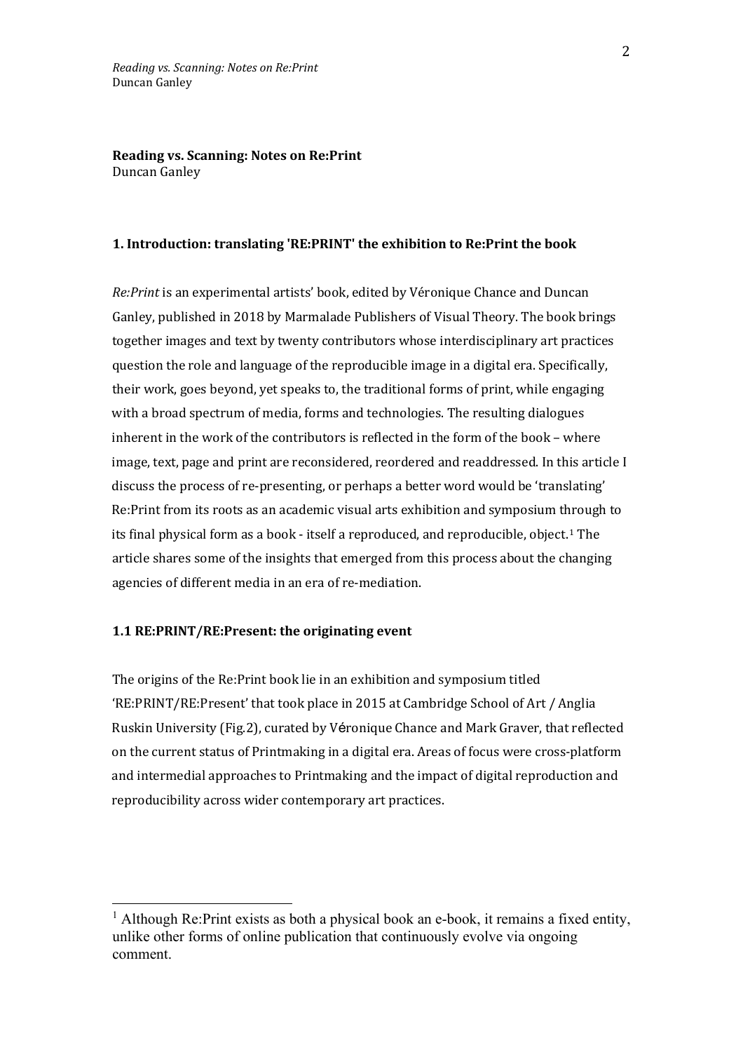**Reading vs. Scanning: Notes on Re:Print**
Duncan Ganley

## 1. Introduction: translating 'RE:PRINT' the exhibition to Re:Print the book

*Re:Print* is an experimental artists' book, edited by Véronique Chance and Duncan Ganley, published in 2018 by Marmalade Publishers of Visual Theory. The book brings together images and text by twenty contributors whose interdisciplinary art practices question the role and language of the reproducible image in a digital era. Specifically, their work, goes beyond, yet speaks to, the traditional forms of print, while engaging with a broad spectrum of media, forms and technologies. The resulting dialogues inherent in the work of the contributors is reflected in the form of the book – where image, text, page and print are reconsidered, reordered and readdressed. In this article I discuss the process of re-presenting, or perhaps a better word would be 'translating' Re:Print from its roots as an academic visual arts exhibition and symposium through to its final physical form as a book - itself a reproduced, and reproducible, object.[1] The article shares some of the insights that emerged from this process about the changing agencies of different media in an era of re-mediation.

### 1.1 RE:PRINT/RE:Present: the originating event

The origins of the Re:Print book lie in an exhibition and symposium titled 'RE:PRINT/RE:Present' that took place in 2015 at Cambridge School of Art / Anglia Ruskin University (Fig.2), curated by Véronique Chance and Mark Graver, that reflected on the current status of Printmaking in a digital era. Areas of focus were cross-platform and intermedial approaches to Printmaking and the impact of digital reproduction and reproducibility across wider contemporary art practices.

---

[1] Although Re:Print exists as both a physical book an e-book, it remains a fixed entity, unlike other forms of online publication that continuously evolve via ongoing comment.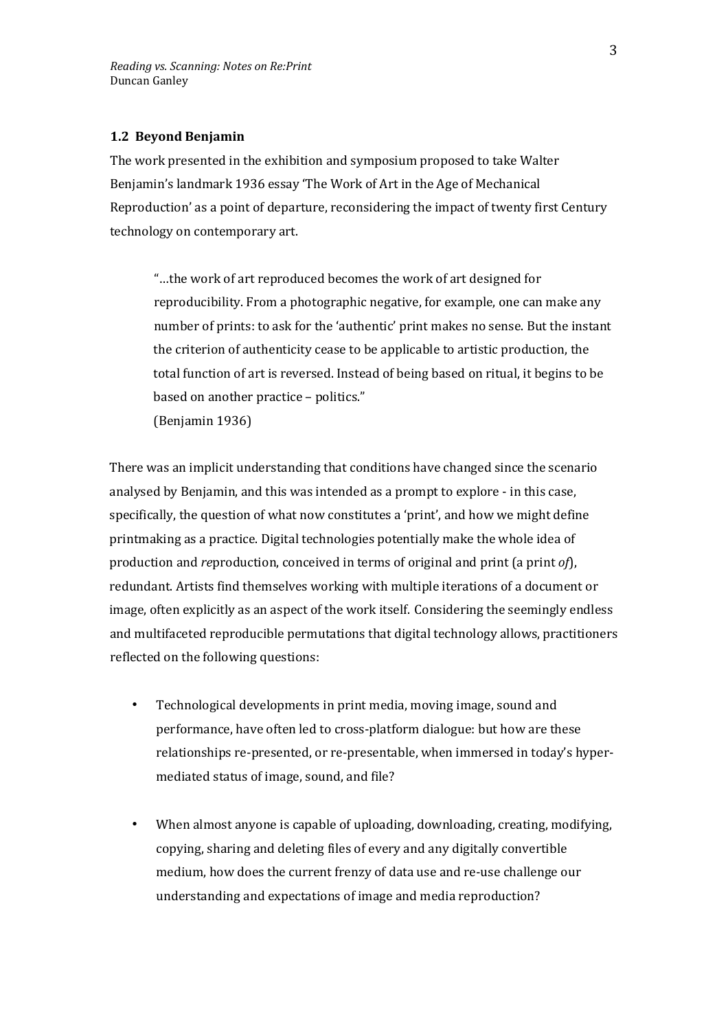## 1.2 Beyond Benjamin

The work presented in the exhibition and symposium proposed to take Walter Benjamin's landmark 1936 essay 'The Work of Art in the Age of Mechanical Reproduction' as a point of departure, reconsidering the impact of twenty first Century technology on contemporary art.

> "…the work of art reproduced becomes the work of art designed for reproducibility. From a photographic negative, for example, one can make any number of prints: to ask for the 'authentic' print makes no sense. But the instant the criterion of authenticity cease to be applicable to artistic production, the total function of art is reversed. Instead of being based on ritual, it begins to be based on another practice – politics."
> (Benjamin 1936)

There was an implicit understanding that conditions have changed since the scenario analysed by Benjamin, and this was intended as a prompt to explore - in this case, specifically, the question of what now constitutes a 'print', and how we might define printmaking as a practice. Digital technologies potentially make the whole idea of production and *re*production, conceived in terms of original and print (a print *of*), redundant. Artists find themselves working with multiple iterations of a document or image, often explicitly as an aspect of the work itself. Considering the seemingly endless and multifaceted reproducible permutations that digital technology allows, practitioners reflected on the following questions:

- Technological developments in print media, moving image, sound and performance, have often led to cross-platform dialogue: but how are these relationships re-presented, or re-presentable, when immersed in today's hyper-mediated status of image, sound, and file?
- When almost anyone is capable of uploading, downloading, creating, modifying, copying, sharing and deleting files of every and any digitally convertible medium, how does the current frenzy of data use and re-use challenge our understanding and expectations of image and media reproduction?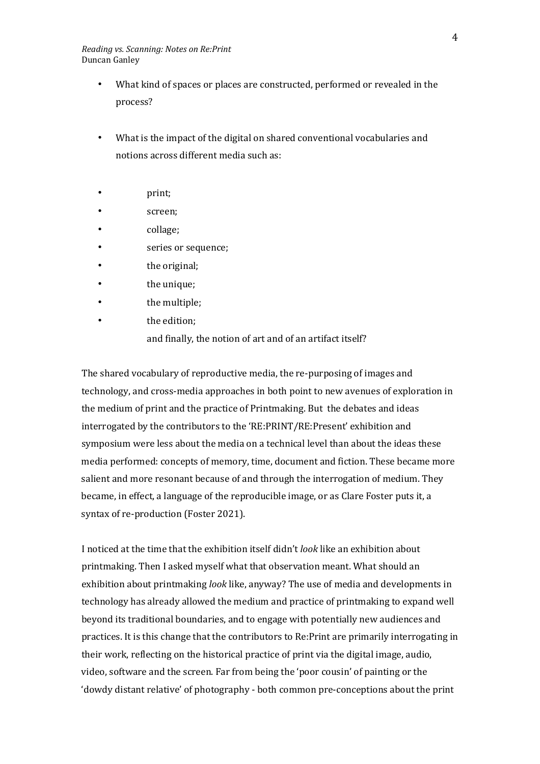- What kind of spaces or places are constructed, performed or revealed in the process?

- What is the impact of the digital on shared conventional vocabularies and notions across different media such as:

- print;
- screen;
- collage;
- series or sequence;
- the original;
- the unique;
- the multiple;
- the edition;

  and finally, the notion of art and of an artifact itself?

The shared vocabulary of reproductive media, the re-purposing of images and technology, and cross-media approaches in both point to new avenues of exploration in the medium of print and the practice of Printmaking. But the debates and ideas interrogated by the contributors to the 'RE:PRINT/RE:Present' exhibition and symposium were less about the media on a technical level than about the ideas these media performed: concepts of memory, time, document and fiction. These became more salient and more resonant because of and through the interrogation of medium. They became, in effect, a language of the reproducible image, or as Clare Foster puts it, a syntax of re-production (Foster 2021).

I noticed at the time that the exhibition itself didn't *look* like an exhibition about printmaking. Then I asked myself what that observation meant. What should an exhibition about printmaking *look* like, anyway? The use of media and developments in technology has already allowed the medium and practice of printmaking to expand well beyond its traditional boundaries, and to engage with potentially new audiences and practices. It is this change that the contributors to Re:Print are primarily interrogating in their work, reflecting on the historical practice of print via the digital image, audio, video, software and the screen. Far from being the 'poor cousin' of painting or the 'dowdy distant relative' of photography - both common pre-conceptions about the print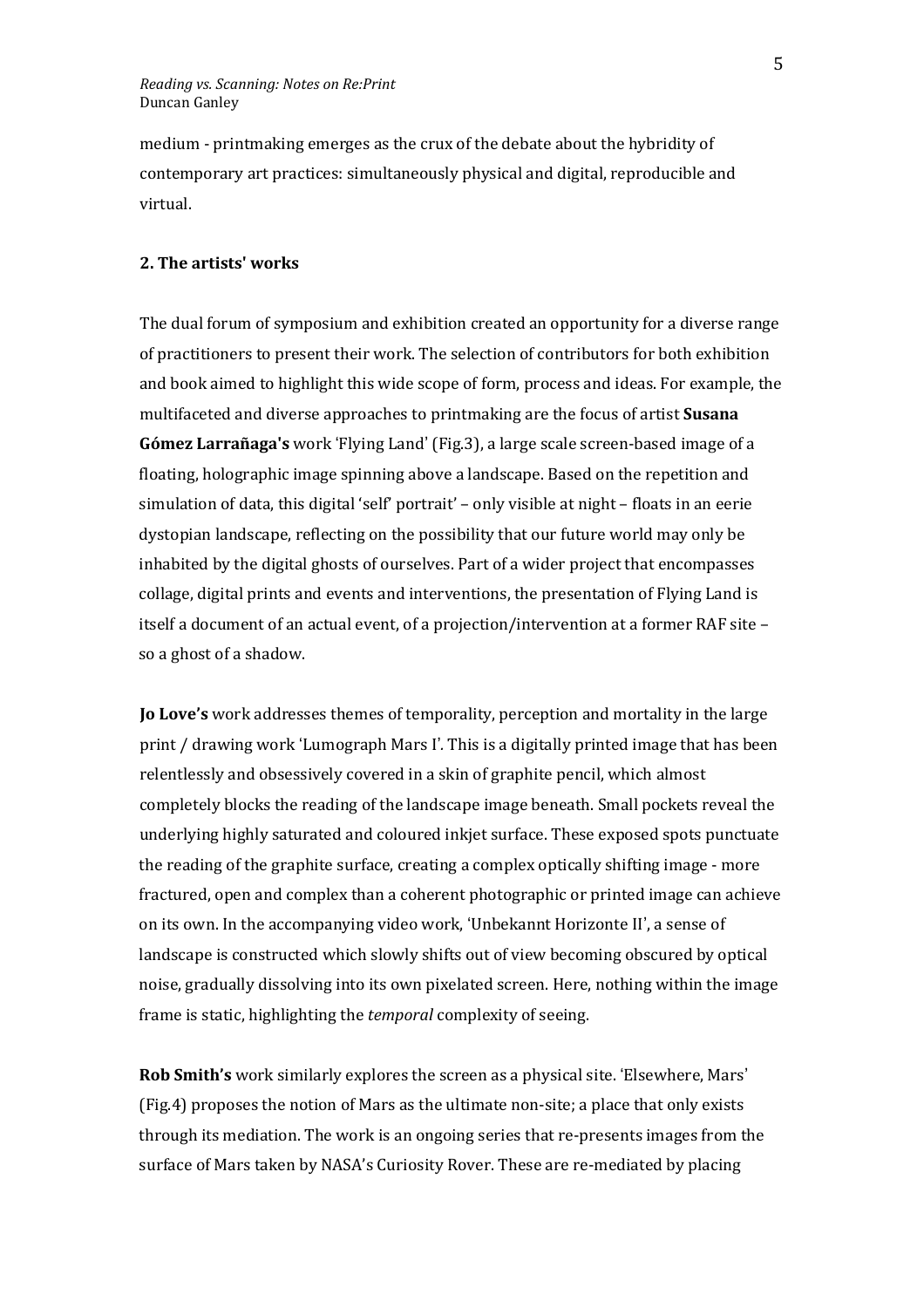medium - printmaking emerges as the crux of the debate about the hybridity of contemporary art practices: simultaneously physical and digital, reproducible and virtual.

## 2. The artists' works

The dual forum of symposium and exhibition created an opportunity for a diverse range of practitioners to present their work. The selection of contributors for both exhibition and book aimed to highlight this wide scope of form, process and ideas. For example, the multifaceted and diverse approaches to printmaking are the focus of artist **Susana Gómez Larrañaga's** work 'Flying Land' (Fig.3), a large scale screen-based image of a floating, holographic image spinning above a landscape. Based on the repetition and simulation of data, this digital 'self' portrait' – only visible at night – floats in an eerie dystopian landscape, reflecting on the possibility that our future world may only be inhabited by the digital ghosts of ourselves. Part of a wider project that encompasses collage, digital prints and events and interventions, the presentation of Flying Land is itself a document of an actual event, of a projection/intervention at a former RAF site – so a ghost of a shadow.

**Jo Love's** work addresses themes of temporality, perception and mortality in the large print / drawing work 'Lumograph Mars I'. This is a digitally printed image that has been relentlessly and obsessively covered in a skin of graphite pencil, which almost completely blocks the reading of the landscape image beneath. Small pockets reveal the underlying highly saturated and coloured inkjet surface. These exposed spots punctuate the reading of the graphite surface, creating a complex optically shifting image - more fractured, open and complex than a coherent photographic or printed image can achieve on its own. In the accompanying video work, 'Unbekannt Horizonte II', a sense of landscape is constructed which slowly shifts out of view becoming obscured by optical noise, gradually dissolving into its own pixelated screen. Here, nothing within the image frame is static, highlighting the *temporal* complexity of seeing.

**Rob Smith's** work similarly explores the screen as a physical site. 'Elsewhere, Mars' (Fig.4) proposes the notion of Mars as the ultimate non-site; a place that only exists through its mediation. The work is an ongoing series that re-presents images from the surface of Mars taken by NASA's Curiosity Rover. These are re-mediated by placing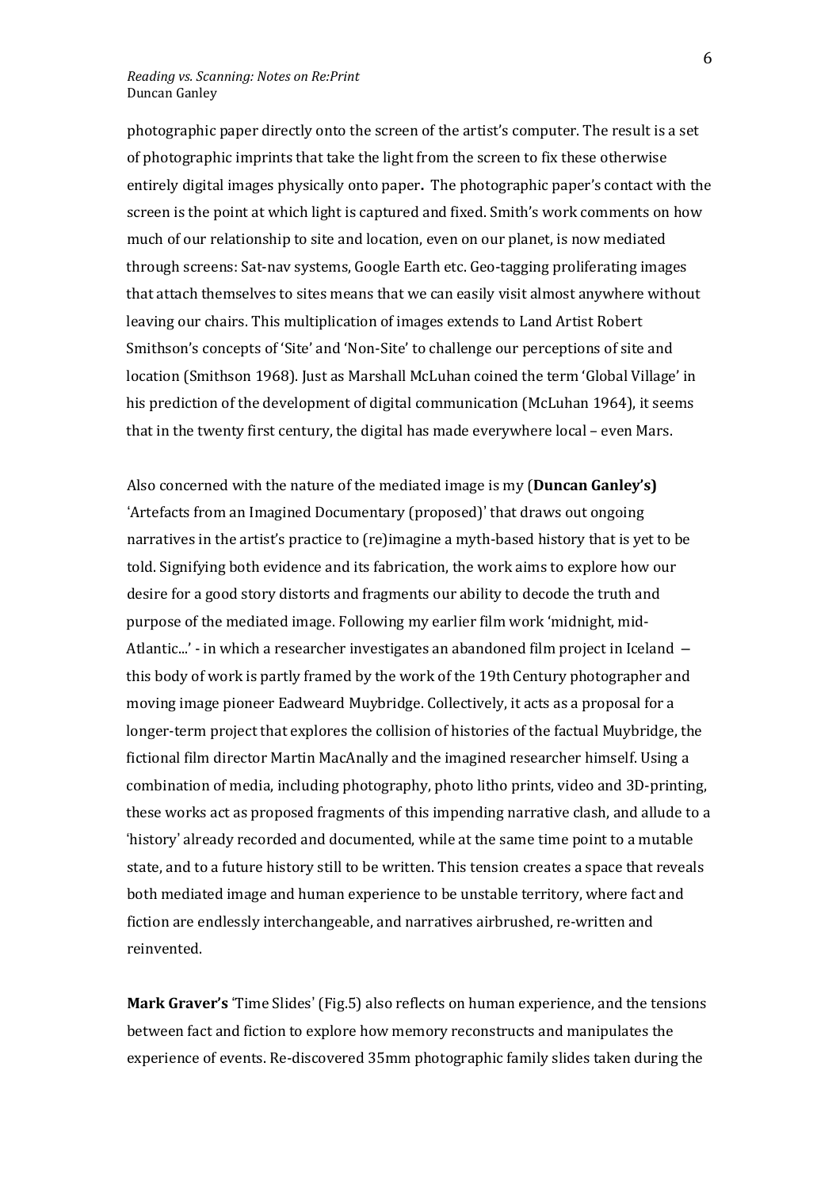photographic paper directly onto the screen of the artist's computer. The result is a set of photographic imprints that take the light from the screen to fix these otherwise entirely digital images physically onto paper**.** The photographic paper's contact with the screen is the point at which light is captured and fixed. Smith's work comments on how much of our relationship to site and location, even on our planet, is now mediated through screens: Sat-nav systems, Google Earth etc. Geo-tagging proliferating images that attach themselves to sites means that we can easily visit almost anywhere without leaving our chairs. This multiplication of images extends to Land Artist Robert Smithson's concepts of 'Site' and 'Non-Site' to challenge our perceptions of site and location (Smithson 1968). Just as Marshall McLuhan coined the term 'Global Village' in his prediction of the development of digital communication (McLuhan 1964), it seems that in the twenty first century, the digital has made everywhere local – even Mars.

Also concerned with the nature of the mediated image is my (**Duncan Ganley's)** 'Artefacts from an Imagined Documentary (proposed)' that draws out ongoing narratives in the artist's practice to (re)imagine a myth-based history that is yet to be told. Signifying both evidence and its fabrication, the work aims to explore how our desire for a good story distorts and fragments our ability to decode the truth and purpose of the mediated image. Following my earlier film work 'midnight, mid-Atlantic...' - in which a researcher investigates an abandoned film project in Iceland – this body of work is partly framed by the work of the 19th Century photographer and moving image pioneer Eadweard Muybridge. Collectively, it acts as a proposal for a longer-term project that explores the collision of histories of the factual Muybridge, the fictional film director Martin MacAnally and the imagined researcher himself. Using a combination of media, including photography, photo litho prints, video and 3D-printing, these works act as proposed fragments of this impending narrative clash, and allude to a 'history' already recorded and documented, while at the same time point to a mutable state, and to a future history still to be written. This tension creates a space that reveals both mediated image and human experience to be unstable territory, where fact and fiction are endlessly interchangeable, and narratives airbrushed, re-written and reinvented.

**Mark Graver's** 'Time Slides' (Fig.5) also reflects on human experience, and the tensions between fact and fiction to explore how memory reconstructs and manipulates the experience of events. Re-discovered 35mm photographic family slides taken during the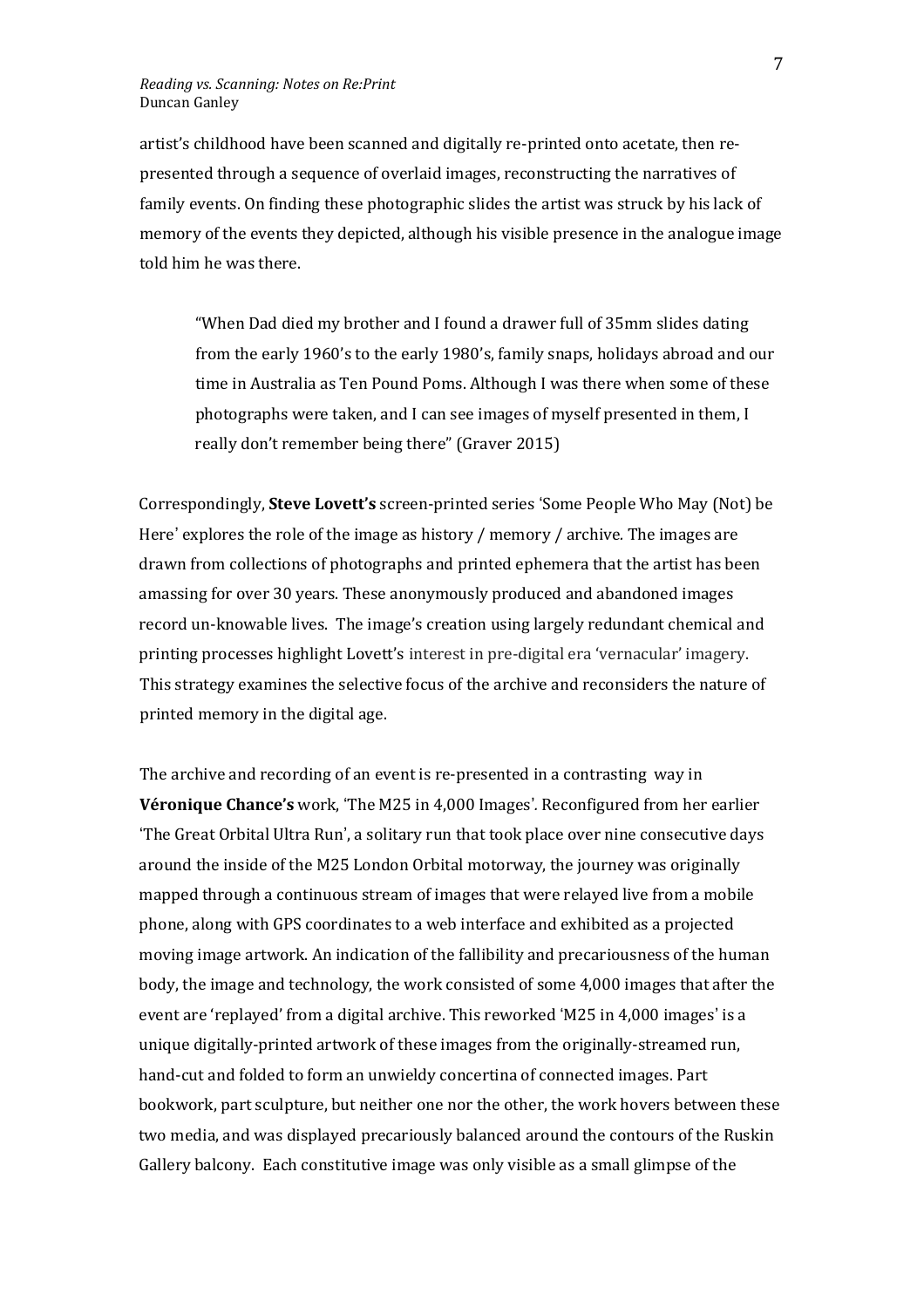artist's childhood have been scanned and digitally re-printed onto acetate, then re-presented through a sequence of overlaid images, reconstructing the narratives of family events. On finding these photographic slides the artist was struck by his lack of memory of the events they depicted, although his visible presence in the analogue image told him he was there.

> "When Dad died my brother and I found a drawer full of 35mm slides dating from the early 1960's to the early 1980's, family snaps, holidays abroad and our time in Australia as Ten Pound Poms. Although I was there when some of these photographs were taken, and I can see images of myself presented in them, I really don't remember being there" (Graver 2015)

Correspondingly, **Steve Lovett's** screen-printed series 'Some People Who May (Not) be Here' explores the role of the image as history / memory / archive. The images are drawn from collections of photographs and printed ephemera that the artist has been amassing for over 30 years. These anonymously produced and abandoned images record un-knowable lives. The image's creation using largely redundant chemical and printing processes highlight Lovett's interest in pre-digital era 'vernacular' imagery. This strategy examines the selective focus of the archive and reconsiders the nature of printed memory in the digital age.

The archive and recording of an event is re-presented in a contrasting way in **Véronique Chance's** work, 'The M25 in 4,000 Images'. Reconfigured from her earlier 'The Great Orbital Ultra Run', a solitary run that took place over nine consecutive days around the inside of the M25 London Orbital motorway, the journey was originally mapped through a continuous stream of images that were relayed live from a mobile phone, along with GPS coordinates to a web interface and exhibited as a projected moving image artwork. An indication of the fallibility and precariousness of the human body, the image and technology, the work consisted of some 4,000 images that after the event are 'replayed' from a digital archive. This reworked 'M25 in 4,000 images' is a unique digitally-printed artwork of these images from the originally-streamed run, hand-cut and folded to form an unwieldy concertina of connected images. Part bookwork, part sculpture, but neither one nor the other, the work hovers between these two media, and was displayed precariously balanced around the contours of the Ruskin Gallery balcony. Each constitutive image was only visible as a small glimpse of the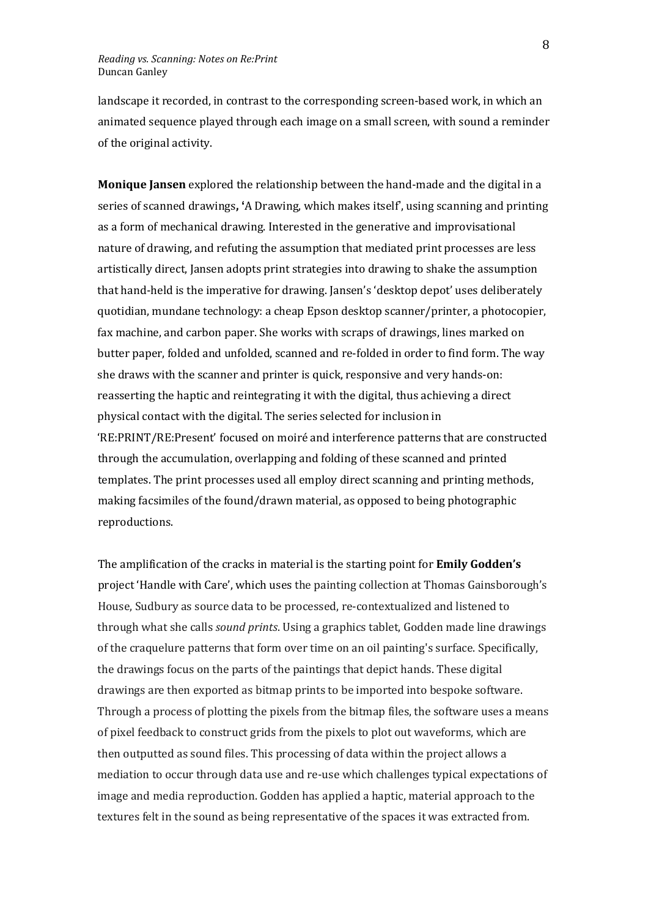landscape it recorded, in contrast to the corresponding screen-based work, in which an animated sequence played through each image on a small screen, with sound a reminder of the original activity.

**Monique Jansen** explored the relationship between the hand-made and the digital in a series of scanned drawings**, '**A Drawing, which makes itself', using scanning and printing as a form of mechanical drawing. Interested in the generative and improvisational nature of drawing, and refuting the assumption that mediated print processes are less artistically direct, Jansen adopts print strategies into drawing to shake the assumption that hand-held is the imperative for drawing. Jansen's 'desktop depot' uses deliberately quotidian, mundane technology: a cheap Epson desktop scanner/printer, a photocopier, fax machine, and carbon paper. She works with scraps of drawings, lines marked on butter paper, folded and unfolded, scanned and re-folded in order to find form. The way she draws with the scanner and printer is quick, responsive and very hands-on: reasserting the haptic and reintegrating it with the digital, thus achieving a direct physical contact with the digital. The series selected for inclusion in 'RE:PRINT/RE:Present' focused on moiré and interference patterns that are constructed through the accumulation, overlapping and folding of these scanned and printed templates. The print processes used all employ direct scanning and printing methods, making facsimiles of the found/drawn material, as opposed to being photographic reproductions.

The amplification of the cracks in material is the starting point for **Emily Godden's** project 'Handle with Care', which uses the painting collection at Thomas Gainsborough's House, Sudbury as source data to be processed, re-contextualized and listened to through what she calls *sound prints*. Using a graphics tablet, Godden made line drawings of the craquelure patterns that form over time on an oil painting's surface. Specifically, the drawings focus on the parts of the paintings that depict hands. These digital drawings are then exported as bitmap prints to be imported into bespoke software. Through a process of plotting the pixels from the bitmap files, the software uses a means of pixel feedback to construct grids from the pixels to plot out waveforms, which are then outputted as sound files. This processing of data within the project allows a mediation to occur through data use and re-use which challenges typical expectations of image and media reproduction. Godden has applied a haptic, material approach to the textures felt in the sound as being representative of the spaces it was extracted from.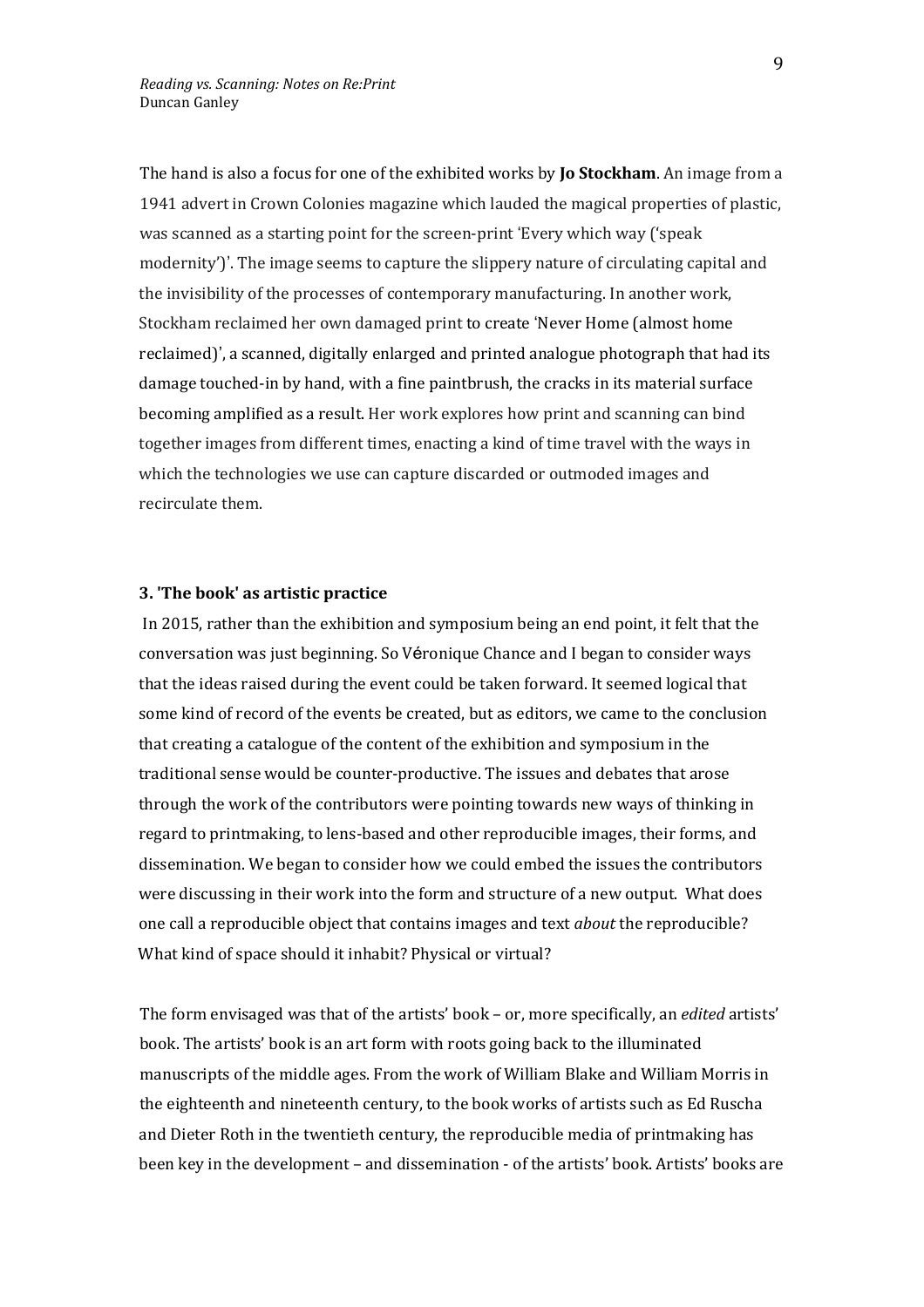The hand is also a focus for one of the exhibited works by **Jo Stockham**. An image from a 1941 advert in Crown Colonies magazine which lauded the magical properties of plastic, was scanned as a starting point for the screen-print 'Every which way ('speak modernity')'. The image seems to capture the slippery nature of circulating capital and the invisibility of the processes of contemporary manufacturing. In another work, Stockham reclaimed her own damaged print to create 'Never Home (almost home reclaimed)', a scanned, digitally enlarged and printed analogue photograph that had its damage touched-in by hand, with a fine paintbrush, the cracks in its material surface becoming amplified as a result. Her work explores how print and scanning can bind together images from different times, enacting a kind of time travel with the ways in which the technologies we use can capture discarded or outmoded images and recirculate them.

### 3. 'The book' as artistic practice

In 2015, rather than the exhibition and symposium being an end point, it felt that the conversation was just beginning. So Véronique Chance and I began to consider ways that the ideas raised during the event could be taken forward. It seemed logical that some kind of record of the events be created, but as editors, we came to the conclusion that creating a catalogue of the content of the exhibition and symposium in the traditional sense would be counter-productive. The issues and debates that arose through the work of the contributors were pointing towards new ways of thinking in regard to printmaking, to lens-based and other reproducible images, their forms, and dissemination. We began to consider how we could embed the issues the contributors were discussing in their work into the form and structure of a new output. What does one call a reproducible object that contains images and text *about* the reproducible? What kind of space should it inhabit? Physical or virtual?

The form envisaged was that of the artists' book – or, more specifically, an *edited* artists' book. The artists' book is an art form with roots going back to the illuminated manuscripts of the middle ages. From the work of William Blake and William Morris in the eighteenth and nineteenth century, to the book works of artists such as Ed Ruscha and Dieter Roth in the twentieth century, the reproducible media of printmaking has been key in the development – and dissemination - of the artists' book. Artists' books are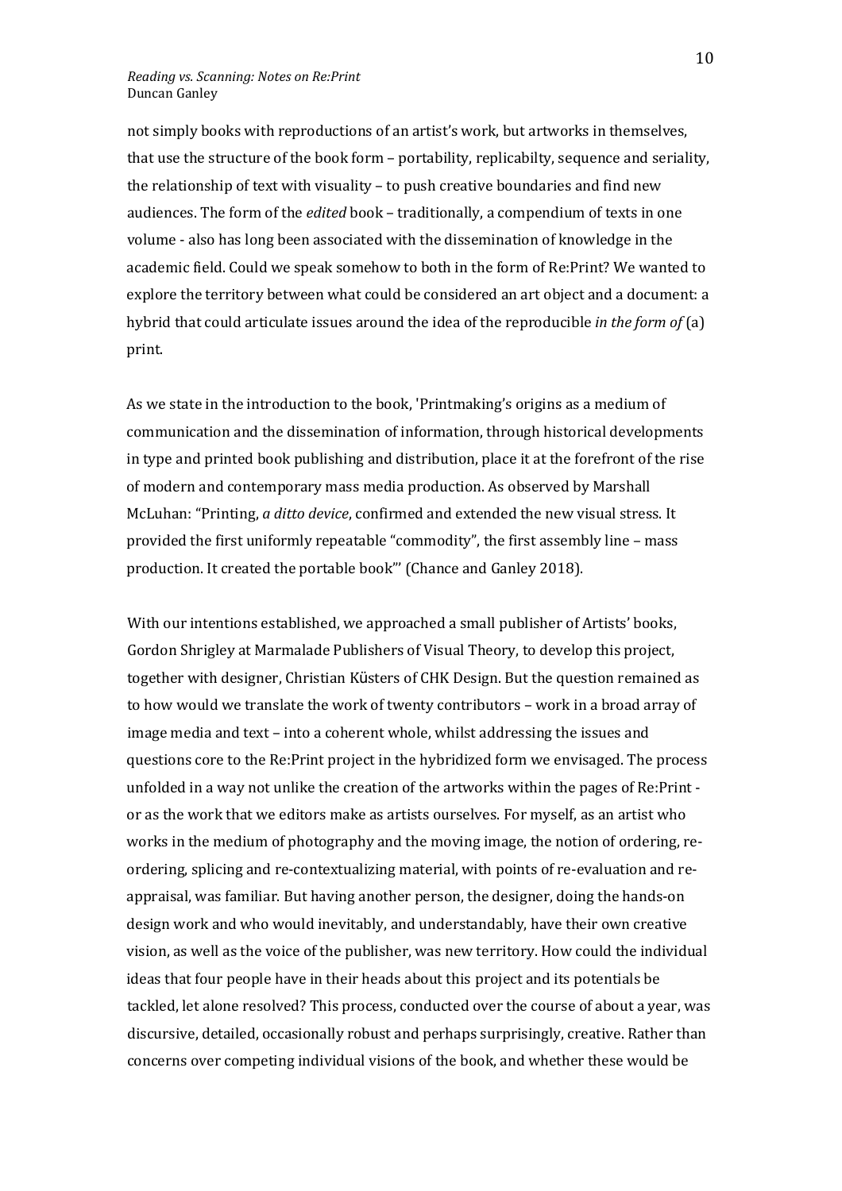not simply books with reproductions of an artist's work, but artworks in themselves, that use the structure of the book form – portability, replicabilty, sequence and seriality, the relationship of text with visuality – to push creative boundaries and find new audiences. The form of the *edited* book – traditionally, a compendium of texts in one volume - also has long been associated with the dissemination of knowledge in the academic field. Could we speak somehow to both in the form of Re:Print? We wanted to explore the territory between what could be considered an art object and a document: a hybrid that could articulate issues around the idea of the reproducible *in the form of* (a) print.

As we state in the introduction to the book, 'Printmaking's origins as a medium of communication and the dissemination of information, through historical developments in type and printed book publishing and distribution, place it at the forefront of the rise of modern and contemporary mass media production. As observed by Marshall McLuhan: "Printing, *a ditto device*, confirmed and extended the new visual stress. It provided the first uniformly repeatable "commodity", the first assembly line – mass production. It created the portable book"' (Chance and Ganley 2018).

With our intentions established, we approached a small publisher of Artists' books, Gordon Shrigley at Marmalade Publishers of Visual Theory, to develop this project, together with designer, Christian Küsters of CHK Design. But the question remained as to how would we translate the work of twenty contributors – work in a broad array of image media and text – into a coherent whole, whilst addressing the issues and questions core to the Re:Print project in the hybridized form we envisaged. The process unfolded in a way not unlike the creation of the artworks within the pages of Re:Print - or as the work that we editors make as artists ourselves. For myself, as an artist who works in the medium of photography and the moving image, the notion of ordering, re-ordering, splicing and re-contextualizing material, with points of re-evaluation and re-appraisal, was familiar. But having another person, the designer, doing the hands-on design work and who would inevitably, and understandably, have their own creative vision, as well as the voice of the publisher, was new territory. How could the individual ideas that four people have in their heads about this project and its potentials be tackled, let alone resolved? This process, conducted over the course of about a year, was discursive, detailed, occasionally robust and perhaps surprisingly, creative. Rather than concerns over competing individual visions of the book, and whether these would be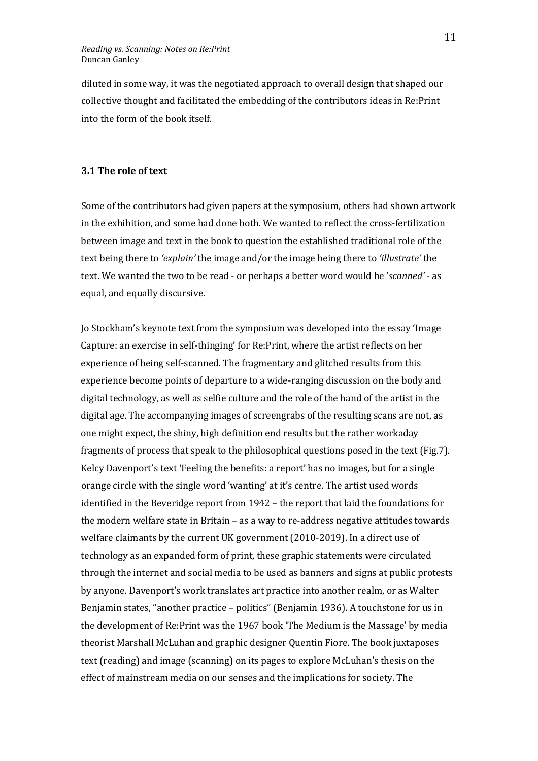diluted in some way, it was the negotiated approach to overall design that shaped our collective thought and facilitated the embedding of the contributors ideas in Re:Print into the form of the book itself.

### 3.1 The role of text

Some of the contributors had given papers at the symposium, others had shown artwork in the exhibition, and some had done both. We wanted to reflect the cross-fertilization between image and text in the book to question the established traditional role of the text being there to *'explain'* the image and/or the image being there to *'illustrate'* the text. We wanted the two to be read - or perhaps a better word would be '*scanned'* - as equal, and equally discursive.

Jo Stockham's keynote text from the symposium was developed into the essay 'Image Capture: an exercise in self-thinging' for Re:Print, where the artist reflects on her experience of being self-scanned. The fragmentary and glitched results from this experience become points of departure to a wide-ranging discussion on the body and digital technology, as well as selfie culture and the role of the hand of the artist in the digital age. The accompanying images of screengrabs of the resulting scans are not, as one might expect, the shiny, high definition end results but the rather workaday fragments of process that speak to the philosophical questions posed in the text (Fig.7). Kelcy Davenport's text 'Feeling the benefits: a report' has no images, but for a single orange circle with the single word 'wanting' at it's centre. The artist used words identified in the Beveridge report from 1942 – the report that laid the foundations for the modern welfare state in Britain – as a way to re-address negative attitudes towards welfare claimants by the current UK government (2010-2019). In a direct use of technology as an expanded form of print, these graphic statements were circulated through the internet and social media to be used as banners and signs at public protests by anyone. Davenport's work translates art practice into another realm, or as Walter Benjamin states, "another practice – politics" (Benjamin 1936). A touchstone for us in the development of Re:Print was the 1967 book 'The Medium is the Massage' by media theorist Marshall McLuhan and graphic designer Quentin Fiore. The book juxtaposes text (reading) and image (scanning) on its pages to explore McLuhan's thesis on the effect of mainstream media on our senses and the implications for society. The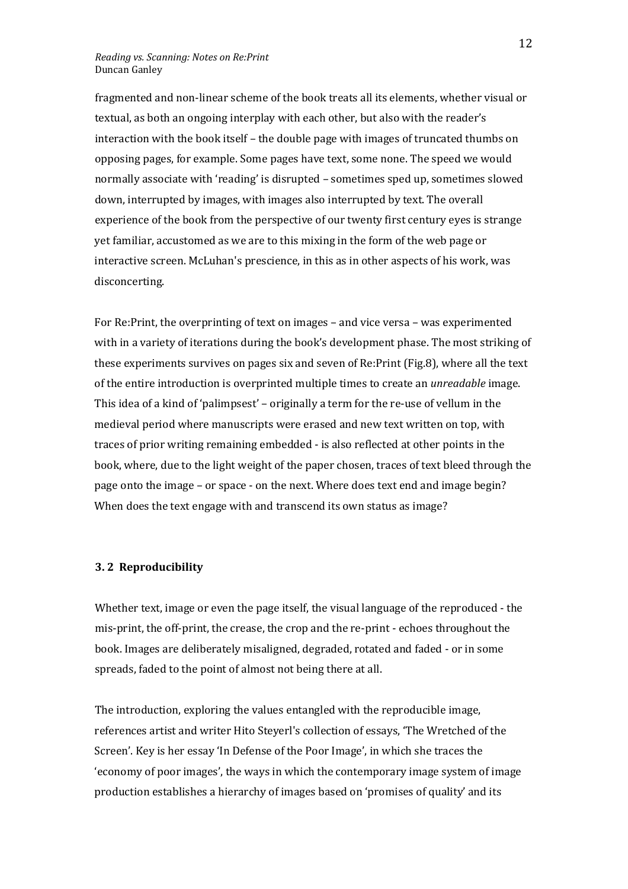fragmented and non-linear scheme of the book treats all its elements, whether visual or textual, as both an ongoing interplay with each other, but also with the reader's interaction with the book itself – the double page with images of truncated thumbs on opposing pages, for example. Some pages have text, some none. The speed we would normally associate with 'reading' is disrupted – sometimes sped up, sometimes slowed down, interrupted by images, with images also interrupted by text. The overall experience of the book from the perspective of our twenty first century eyes is strange yet familiar, accustomed as we are to this mixing in the form of the web page or interactive screen. McLuhan's prescience, in this as in other aspects of his work, was disconcerting.

For Re:Print, the overprinting of text on images – and vice versa – was experimented with in a variety of iterations during the book's development phase. The most striking of these experiments survives on pages six and seven of Re:Print (Fig.8), where all the text of the entire introduction is overprinted multiple times to create an *unreadable* image. This idea of a kind of 'palimpsest' – originally a term for the re-use of vellum in the medieval period where manuscripts were erased and new text written on top, with traces of prior writing remaining embedded - is also reflected at other points in the book, where, due to the light weight of the paper chosen, traces of text bleed through the page onto the image – or space - on the next. Where does text end and image begin? When does the text engage with and transcend its own status as image?

### 3. 2 Reproducibility

Whether text, image or even the page itself, the visual language of the reproduced - the mis-print, the off-print, the crease, the crop and the re-print - echoes throughout the book. Images are deliberately misaligned, degraded, rotated and faded - or in some spreads, faded to the point of almost not being there at all.

The introduction, exploring the values entangled with the reproducible image, references artist and writer Hito Steyerl's collection of essays, 'The Wretched of the Screen'. Key is her essay 'In Defense of the Poor Image', in which she traces the 'economy of poor images', the ways in which the contemporary image system of image production establishes a hierarchy of images based on 'promises of quality' and its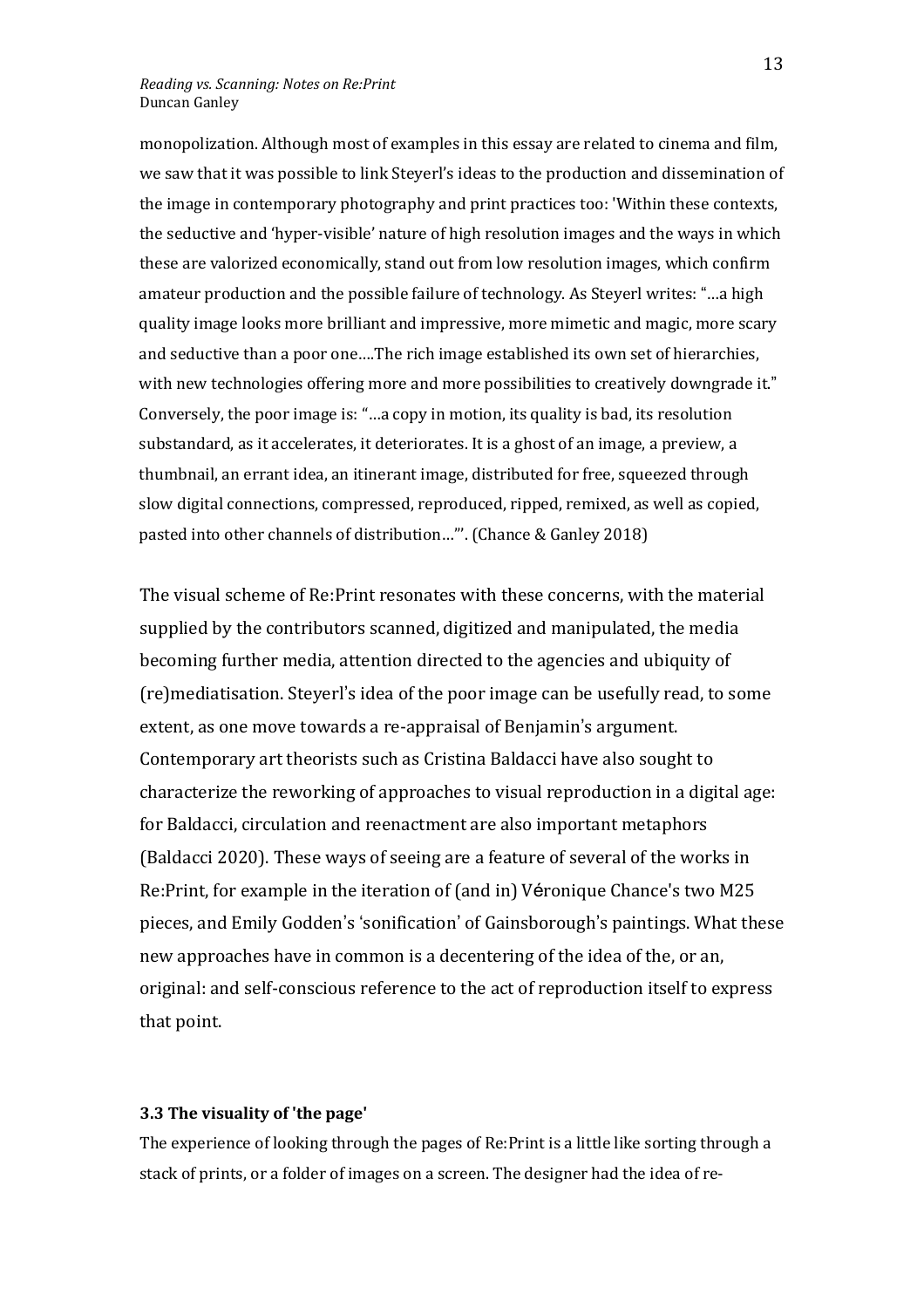monopolization. Although most of examples in this essay are related to cinema and film, we saw that it was possible to link Steyerl's ideas to the production and dissemination of the image in contemporary photography and print practices too: 'Within these contexts, the seductive and 'hyper-visible' nature of high resolution images and the ways in which these are valorized economically, stand out from low resolution images, which confirm amateur production and the possible failure of technology. As Steyerl writes: "…a high quality image looks more brilliant and impressive, more mimetic and magic, more scary and seductive than a poor one….The rich image established its own set of hierarchies, with new technologies offering more and more possibilities to creatively downgrade it." Conversely, the poor image is: "…a copy in motion, its quality is bad, its resolution substandard, as it accelerates, it deteriorates. It is a ghost of an image, a preview, a thumbnail, an errant idea, an itinerant image, distributed for free, squeezed through slow digital connections, compressed, reproduced, ripped, remixed, as well as copied, pasted into other channels of distribution…"'. (Chance & Ganley 2018)

The visual scheme of Re:Print resonates with these concerns, with the material supplied by the contributors scanned, digitized and manipulated, the media becoming further media, attention directed to the agencies and ubiquity of (re)mediatisation. Steyerl's idea of the poor image can be usefully read, to some extent, as one move towards a re-appraisal of Benjamin's argument. Contemporary art theorists such as Cristina Baldacci have also sought to characterize the reworking of approaches to visual reproduction in a digital age: for Baldacci, circulation and reenactment are also important metaphors (Baldacci 2020). These ways of seeing are a feature of several of the works in Re:Print, for example in the iteration of (and in) Véronique Chance's two M25 pieces, and Emily Godden's 'sonification' of Gainsborough's paintings. What these new approaches have in common is a decentering of the idea of the, or an, original: and self-conscious reference to the act of reproduction itself to express that point.

### 3.3 The visuality of 'the page'

The experience of looking through the pages of Re:Print is a little like sorting through a stack of prints, or a folder of images on a screen. The designer had the idea of re-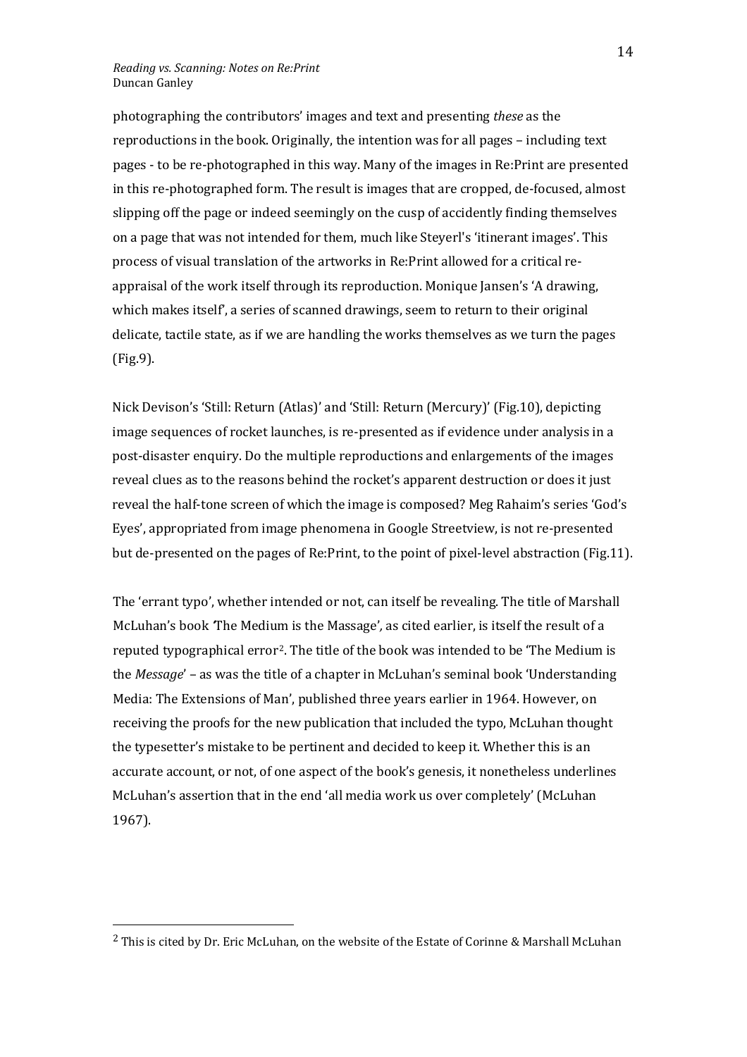photographing the contributors' images and text and presenting *these* as the reproductions in the book. Originally, the intention was for all pages – including text pages - to be re-photographed in this way. Many of the images in Re:Print are presented in this re-photographed form. The result is images that are cropped, de-focused, almost slipping off the page or indeed seemingly on the cusp of accidently finding themselves on a page that was not intended for them, much like Steyerl's 'itinerant images'. This process of visual translation of the artworks in Re:Print allowed for a critical re-appraisal of the work itself through its reproduction. Monique Jansen's 'A drawing, which makes itself', a series of scanned drawings, seem to return to their original delicate, tactile state, as if we are handling the works themselves as we turn the pages (Fig.9).

Nick Devison's 'Still: Return (Atlas)' and 'Still: Return (Mercury)' (Fig.10), depicting image sequences of rocket launches, is re-presented as if evidence under analysis in a post-disaster enquiry. Do the multiple reproductions and enlargements of the images reveal clues as to the reasons behind the rocket's apparent destruction or does it just reveal the half-tone screen of which the image is composed? Meg Rahaim's series 'God's Eyes', appropriated from image phenomena in Google Streetview, is not re-presented but de-presented on the pages of Re:Print, to the point of pixel-level abstraction (Fig.11).

The 'errant typo', whether intended or not, can itself be revealing. The title of Marshall McLuhan's book 'The Medium is the Massage', as cited earlier, is itself the result of a reputed typographical error[2]. The title of the book was intended to be 'The Medium is the *Message*' – as was the title of a chapter in McLuhan's seminal book 'Understanding Media: The Extensions of Man', published three years earlier in 1964. However, on receiving the proofs for the new publication that included the typo, McLuhan thought the typesetter's mistake to be pertinent and decided to keep it. Whether this is an accurate account, or not, of one aspect of the book's genesis, it nonetheless underlines McLuhan's assertion that in the end 'all media work us over completely' (McLuhan 1967).

---

[2] This is cited by Dr. Eric McLuhan, on the website of the Estate of Corinne & Marshall McLuhan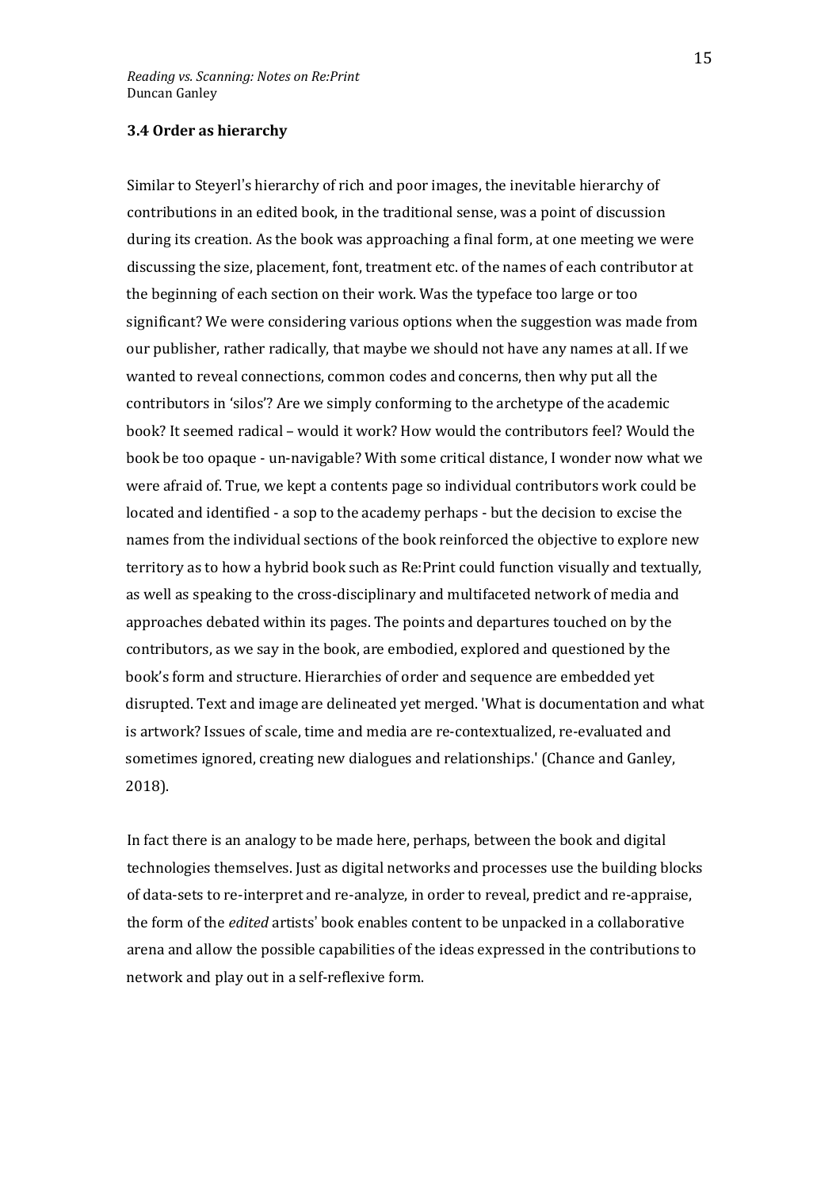### 3.4 Order as hierarchy

Similar to Steyerl's hierarchy of rich and poor images, the inevitable hierarchy of contributions in an edited book, in the traditional sense, was a point of discussion during its creation. As the book was approaching a final form, at one meeting we were discussing the size, placement, font, treatment etc. of the names of each contributor at the beginning of each section on their work. Was the typeface too large or too significant? We were considering various options when the suggestion was made from our publisher, rather radically, that maybe we should not have any names at all. If we wanted to reveal connections, common codes and concerns, then why put all the contributors in 'silos'? Are we simply conforming to the archetype of the academic book? It seemed radical – would it work? How would the contributors feel? Would the book be too opaque - un-navigable? With some critical distance, I wonder now what we were afraid of. True, we kept a contents page so individual contributors work could be located and identified - a sop to the academy perhaps - but the decision to excise the names from the individual sections of the book reinforced the objective to explore new territory as to how a hybrid book such as Re:Print could function visually and textually, as well as speaking to the cross-disciplinary and multifaceted network of media and approaches debated within its pages. The points and departures touched on by the contributors, as we say in the book, are embodied, explored and questioned by the book's form and structure. Hierarchies of order and sequence are embedded yet disrupted. Text and image are delineated yet merged. 'What is documentation and what is artwork? Issues of scale, time and media are re-contextualized, re-evaluated and sometimes ignored, creating new dialogues and relationships.' (Chance and Ganley, 2018).

In fact there is an analogy to be made here, perhaps, between the book and digital technologies themselves. Just as digital networks and processes use the building blocks of data-sets to re-interpret and re-analyze, in order to reveal, predict and re-appraise, the form of the *edited* artists' book enables content to be unpacked in a collaborative arena and allow the possible capabilities of the ideas expressed in the contributions to network and play out in a self-reflexive form.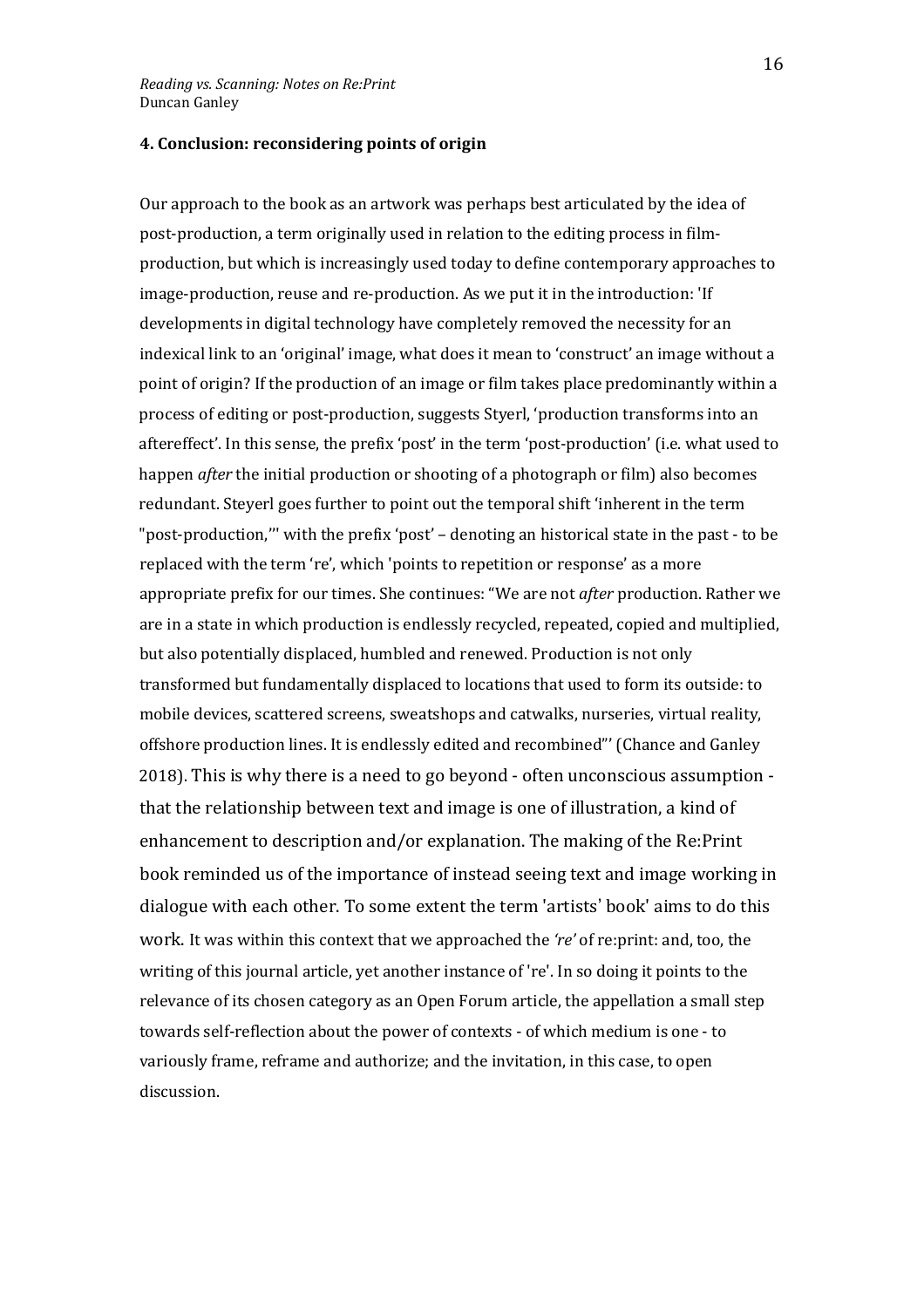#### 4. Conclusion: reconsidering points of origin

Our approach to the book as an artwork was perhaps best articulated by the idea of post-production, a term originally used in relation to the editing process in film-production, but which is increasingly used today to define contemporary approaches to image-production, reuse and re-production. As we put it in the introduction: 'If developments in digital technology have completely removed the necessity for an indexical link to an 'original' image, what does it mean to 'construct' an image without a point of origin? If the production of an image or film takes place predominantly within a process of editing or post-production, suggests Styerl, 'production transforms into an aftereffect'. In this sense, the prefix 'post' in the term 'post-production' (i.e. what used to happen *after* the initial production or shooting of a photograph or film) also becomes redundant. Steyerl goes further to point out the temporal shift 'inherent in the term "post-production,"' with the prefix 'post' – denoting an historical state in the past - to be replaced with the term 're', which 'points to repetition or response' as a more appropriate prefix for our times. She continues: "We are not *after* production. Rather we are in a state in which production is endlessly recycled, repeated, copied and multiplied, but also potentially displaced, humbled and renewed. Production is not only transformed but fundamentally displaced to locations that used to form its outside: to mobile devices, scattered screens, sweatshops and catwalks, nurseries, virtual reality, offshore production lines. It is endlessly edited and recombined"' (Chance and Ganley 2018). This is why there is a need to go beyond - often unconscious assumption - that the relationship between text and image is one of illustration, a kind of enhancement to description and/or explanation. The making of the Re:Print book reminded us of the importance of instead seeing text and image working in dialogue with each other. To some extent the term 'artists' book' aims to do this work. It was within this context that we approached the *'re'* of re:print: and, too, the writing of this journal article, yet another instance of 're'. In so doing it points to the relevance of its chosen category as an Open Forum article, the appellation a small step towards self-reflection about the power of contexts - of which medium is one - to variously frame, reframe and authorize; and the invitation, in this case, to open discussion.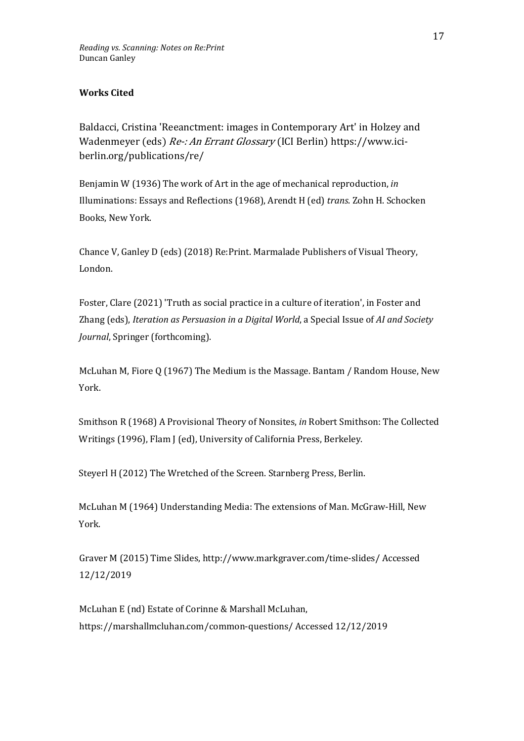**Works Cited**

Baldacci, Cristina 'Reeanctment: images in Contemporary Art' in Holzey and Wadenmeyer (eds) *Re-: An Errant Glossary* (ICI Berlin) https://www.ici-berlin.org/publications/re/

Benjamin W (1936) The work of Art in the age of mechanical reproduction, *in* Illuminations: Essays and Reflections (1968), Arendt H (ed) *trans.* Zohn H. Schocken Books, New York.

Chance V, Ganley D (eds) (2018) Re:Print. Marmalade Publishers of Visual Theory, London.

Foster, Clare (2021) 'Truth as social practice in a culture of iteration', in Foster and Zhang (eds), *Iteration as Persuasion in a Digital World*, a Special Issue of *AI and Society Journal*, Springer (forthcoming).

McLuhan M, Fiore Q (1967) The Medium is the Massage. Bantam / Random House, New York.

Smithson R (1968) A Provisional Theory of Nonsites, *in* Robert Smithson: The Collected Writings (1996), Flam J (ed), University of California Press, Berkeley.

Steyerl H (2012) The Wretched of the Screen. Starnberg Press, Berlin.

McLuhan M (1964) Understanding Media: The extensions of Man. McGraw-Hill, New York.

Graver M (2015) Time Slides, http://www.markgraver.com/time-slides/ Accessed 12/12/2019

McLuhan E (nd) Estate of Corinne & Marshall McLuhan, https://marshallmcluhan.com/common-questions/ Accessed 12/12/2019